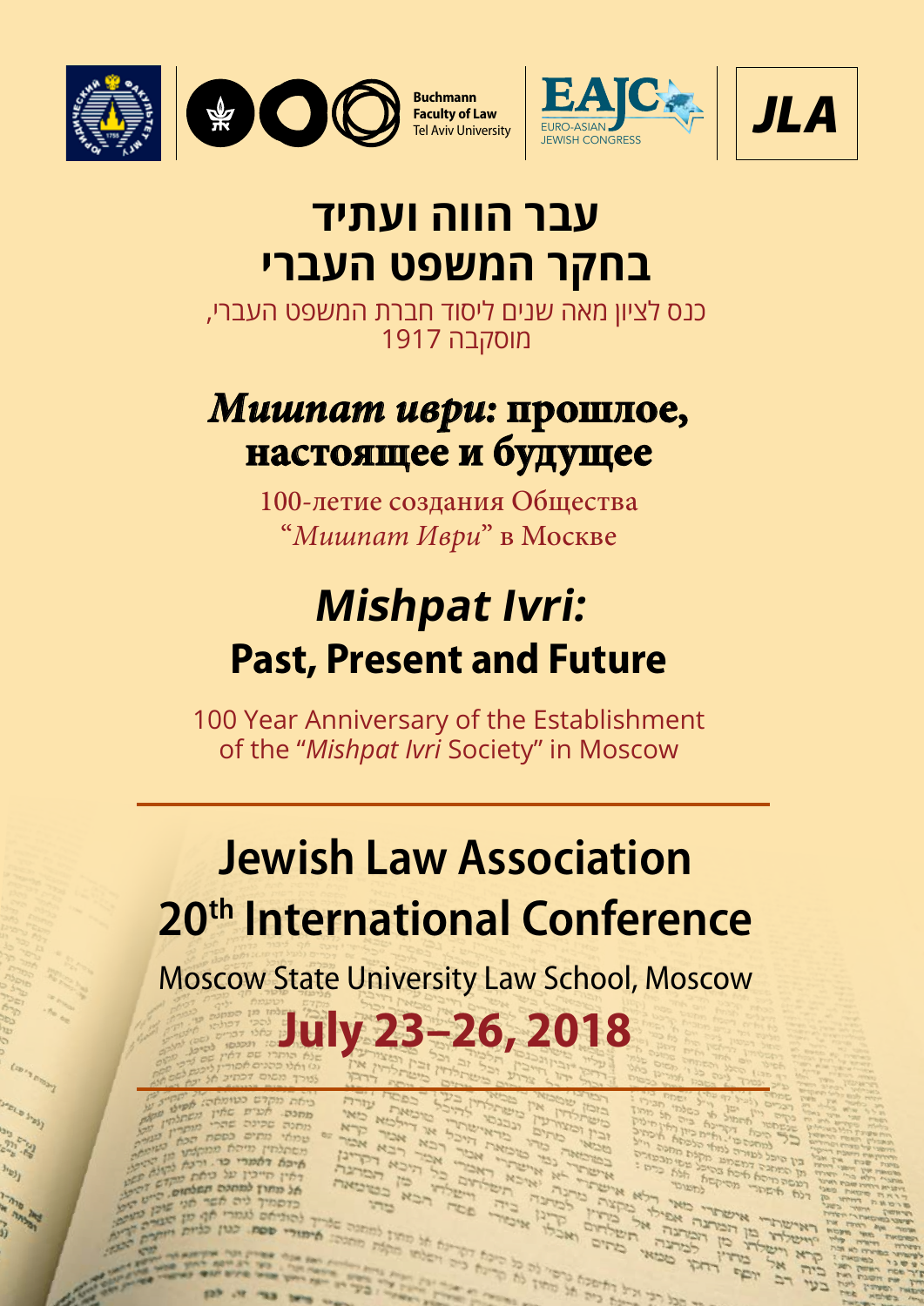Buchmann Faculty of Law Tel Aviv University

EAJC EURO-ASIAN JEWISH CONGRESS

JLA

# עבר הווה ועתיד בחקר המשפט העברי

כנס לציון מאה שנים ליסוד חברת המשפט העברי, מוסקבה 1917

# *Мишпат иври:* прошлое, настоящее и будущее

100-летие создания Общества "*Мишпат Иври*" в Москве

# *Mishpat Ivri:* Past, Present and Future

100 Year Anniversary of the Establishment of the "*Mishpat Ivri* Society" in Moscow

---

## Jewish Law Association 20th International Conference

Moscow State University Law School, Moscow

**July 23–26, 2018**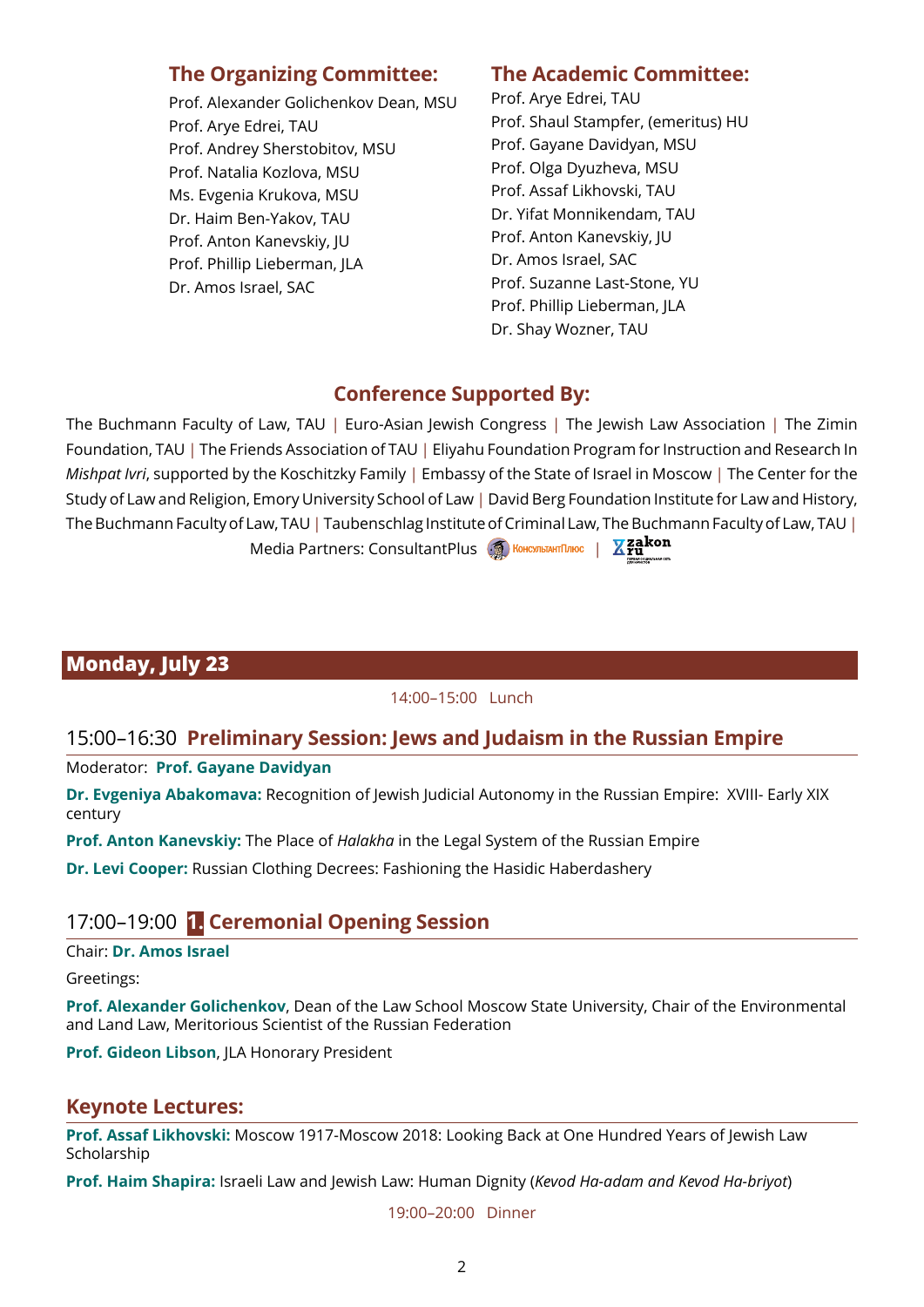## The Organizing Committee:

Prof. Alexander Golichenkov Dean, MSU
Prof. Arye Edrei, TAU
Prof. Andrey Sherstobitov, MSU
Prof. Natalia Kozlova, MSU
Ms. Evgenia Krukova, MSU
Dr. Haim Ben-Yakov, TAU
Prof. Anton Kanevskiy, JU
Prof. Phillip Lieberman, JLA
Dr. Amos Israel, SAC

## The Academic Committee:

Prof. Arye Edrei, TAU
Prof. Shaul Stampfer, (emeritus) HU
Prof. Gayane Davidyan, MSU
Prof. Olga Dyuzheva, MSU
Prof. Assaf Likhovski, TAU
Dr. Yifat Monnikendam, TAU
Prof. Anton Kanevskiy, JU
Dr. Amos Israel, SAC
Prof. Suzanne Last-Stone, YU
Prof. Phillip Lieberman, JLA
Dr. Shay Wozner, TAU

## Conference Supported By:

The Buchmann Faculty of Law, TAU | Euro-Asian Jewish Congress | The Jewish Law Association | The Zimin Foundation, TAU | The Friends Association of TAU | Eliyahu Foundation Program for Instruction and Research In *Mishpat Ivri*, supported by the Koschitzky Family | Embassy of the State of Israel in Moscow | The Center for the Study of Law and Religion, Emory University School of Law | David Berg Foundation Institute for Law and History, The Buchmann Faculty of Law, TAU | Taubenschlag Institute of Criminal Law, The Buchmann Faculty of Law, TAU | Media Partners: ConsultantPlus КонсультантПлюс | zakon ru

## Monday, July 23

14:00–15:00 Lunch

### 15:00–16:30 Preliminary Session: Jews and Judaism in the Russian Empire

Moderator: **Prof. Gayane Davidyan**

**Dr. Evgeniya Abakomava:** Recognition of Jewish Judicial Autonomy in the Russian Empire: XVIII- Early XIX century

**Prof. Anton Kanevskiy:** The Place of *Halakha* in the Legal System of the Russian Empire

**Dr. Levi Cooper:** Russian Clothing Decrees: Fashioning the Hasidic Haberdashery

### 17:00–19:00 1. Ceremonial Opening Session

Chair: **Dr. Amos Israel**

Greetings:

**Prof. Alexander Golichenkov**, Dean of the Law School Moscow State University, Chair of the Environmental and Land Law, Meritorious Scientist of the Russian Federation

**Prof. Gideon Libson**, JLA Honorary President

### Keynote Lectures:

**Prof. Assaf Likhovski:** Moscow 1917-Moscow 2018: Looking Back at One Hundred Years of Jewish Law Scholarship

**Prof. Haim Shapira:** Israeli Law and Jewish Law: Human Dignity (*Kevod Ha-adam and Kevod Ha-briyot*)

19:00–20:00 Dinner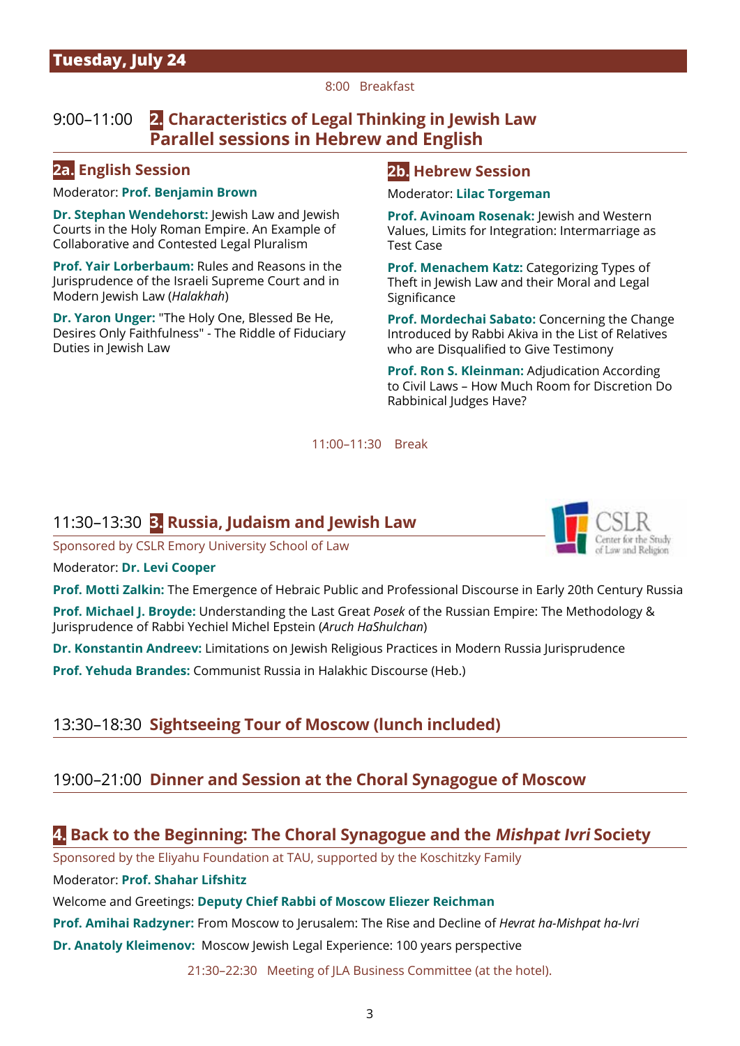## Tuesday, July 24

8:00 Breakfast

### 9:00–11:00 2. Characteristics of Legal Thinking in Jewish Law Parallel sessions in Hebrew and English

#### 2a. English Session

Moderator: **Prof. Benjamin Brown**

**Dr. Stephan Wendehorst:** Jewish Law and Jewish Courts in the Holy Roman Empire. An Example of Collaborative and Contested Legal Pluralism

**Prof. Yair Lorberbaum:** Rules and Reasons in the Jurisprudence of the Israeli Supreme Court and in Modern Jewish Law (*Halakhah*)

**Dr. Yaron Unger:** "The Holy One, Blessed Be He, Desires Only Faithfulness" - The Riddle of Fiduciary Duties in Jewish Law

#### 2b. Hebrew Session

Moderator: **Lilac Torgeman**

**Prof. Avinoam Rosenak:** Jewish and Western Values, Limits for Integration: Intermarriage as Test Case

**Prof. Menachem Katz:** Categorizing Types of Theft in Jewish Law and their Moral and Legal Significance

**Prof. Mordechai Sabato:** Concerning the Change Introduced by Rabbi Akiva in the List of Relatives who are Disqualified to Give Testimony

**Prof. Ron S. Kleinman:** Adjudication According to Civil Laws – How Much Room for Discretion Do Rabbinical Judges Have?

11:00–11:30 Break

### 11:30–13:30 3. Russia, Judaism and Jewish Law

Sponsored by CSLR Emory University School of Law

CSLR Center for the Study of Law and Religion

Moderator: **Dr. Levi Cooper**

**Prof. Motti Zalkin:** The Emergence of Hebraic Public and Professional Discourse in Early 20th Century Russia

**Prof. Michael J. Broyde:** Understanding the Last Great *Posek* of the Russian Empire: The Methodology & Jurisprudence of Rabbi Yechiel Michel Epstein (*Aruch HaShulchan*)

**Dr. Konstantin Andreev:** Limitations on Jewish Religious Practices in Modern Russia Jurisprudence

**Prof. Yehuda Brandes:** Communist Russia in Halakhic Discourse (Heb.)

### 13:30–18:30 Sightseeing Tour of Moscow (lunch included)

### 19:00–21:00 Dinner and Session at the Choral Synagogue of Moscow

### 4. Back to the Beginning: The Choral Synagogue and the *Mishpat Ivri* Society

Sponsored by the Eliyahu Foundation at TAU, supported by the Koschitzky Family

Moderator: **Prof. Shahar Lifshitz**

Welcome and Greetings: **Deputy Chief Rabbi of Moscow Eliezer Reichman**

**Prof. Amihai Radzyner:** From Moscow to Jerusalem: The Rise and Decline of *Hevrat ha-Mishpat ha-Ivri*

**Dr. Anatoly Kleimenov:** Moscow Jewish Legal Experience: 100 years perspective

21:30–22:30 Meeting of JLA Business Committee (at the hotel).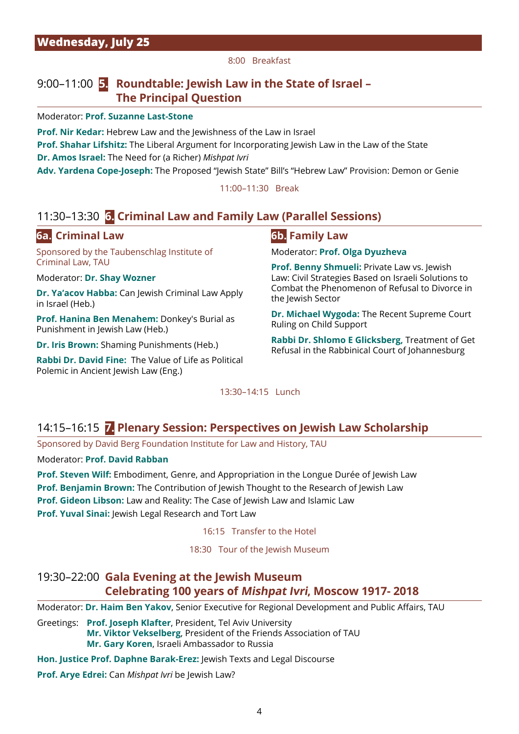## Wednesday, July 25

8:00 Breakfast

### 9:00–11:00 **5.** Roundtable: Jewish Law in the State of Israel – The Principal Question

Moderator: **Prof. Suzanne Last-Stone**

**Prof. Nir Kedar:** Hebrew Law and the Jewishness of the Law in Israel
**Prof. Shahar Lifshitz:** The Liberal Argument for Incorporating Jewish Law in the Law of the State
**Dr. Amos Israel:** The Need for (a Richer) *Mishpat Ivri*
**Adv. Yardena Cope-Joseph:** The Proposed "Jewish State" Bill's "Hebrew Law" Provision: Demon or Genie

11:00–11:30 Break

### 11:30–13:30 **6.** Criminal Law and Family Law (Parallel Sessions)

#### 6a. Criminal Law

Sponsored by the Taubenschlag Institute of Criminal Law, TAU

Moderator: **Dr. Shay Wozner**

**Dr. Ya'acov Habba:** Can Jewish Criminal Law Apply in Israel (Heb.)

**Prof. Hanina Ben Menahem:** Donkey's Burial as Punishment in Jewish Law (Heb.)

**Dr. Iris Brown:** Shaming Punishments (Heb.)

**Rabbi Dr. David Fine:** The Value of Life as Political Polemic in Ancient Jewish Law (Eng.)

#### 6b. Family Law

Moderator: **Prof. Olga Dyuzheva**

**Prof. Benny Shmueli:** Private Law vs. Jewish Law: Civil Strategies Based on Israeli Solutions to Combat the Phenomenon of Refusal to Divorce in the Jewish Sector

**Dr. Michael Wygoda:** The Recent Supreme Court Ruling on Child Support

**Rabbi Dr. Shlomo E Glicksberg,** Treatment of Get Refusal in the Rabbinical Court of Johannesburg

13:30–14:15 Lunch

### 14:15–16:15 **7.** Plenary Session: Perspectives on Jewish Law Scholarship

Sponsored by David Berg Foundation Institute for Law and History, TAU

Moderator: **Prof. David Rabban**

**Prof. Steven Wilf:** Embodiment, Genre, and Appropriation in the Longue Durée of Jewish Law
**Prof. Benjamin Brown:** The Contribution of Jewish Thought to the Research of Jewish Law
**Prof. Gideon Libson:** Law and Reality: The Case of Jewish Law and Islamic Law
**Prof. Yuval Sinai:** Jewish Legal Research and Tort Law

16:15 Transfer to the Hotel

18:30 Tour of the Jewish Museum

### 19:30–22:00 Gala Evening at the Jewish Museum Celebrating 100 years of *Mishpat Ivri*, Moscow 1917- 2018

Moderator: **Dr. Haim Ben Yakov**, Senior Executive for Regional Development and Public Affairs, TAU

Greetings: **Prof. Joseph Klafter**, President, Tel Aviv University
**Mr. Viktor Vekselberg**, President of the Friends Association of TAU
**Mr. Gary Koren**, Israeli Ambassador to Russia

**Hon. Justice Prof. Daphne Barak-Erez:** Jewish Texts and Legal Discourse

**Prof. Arye Edrei:** Can *Mishpat Ivri* be Jewish Law?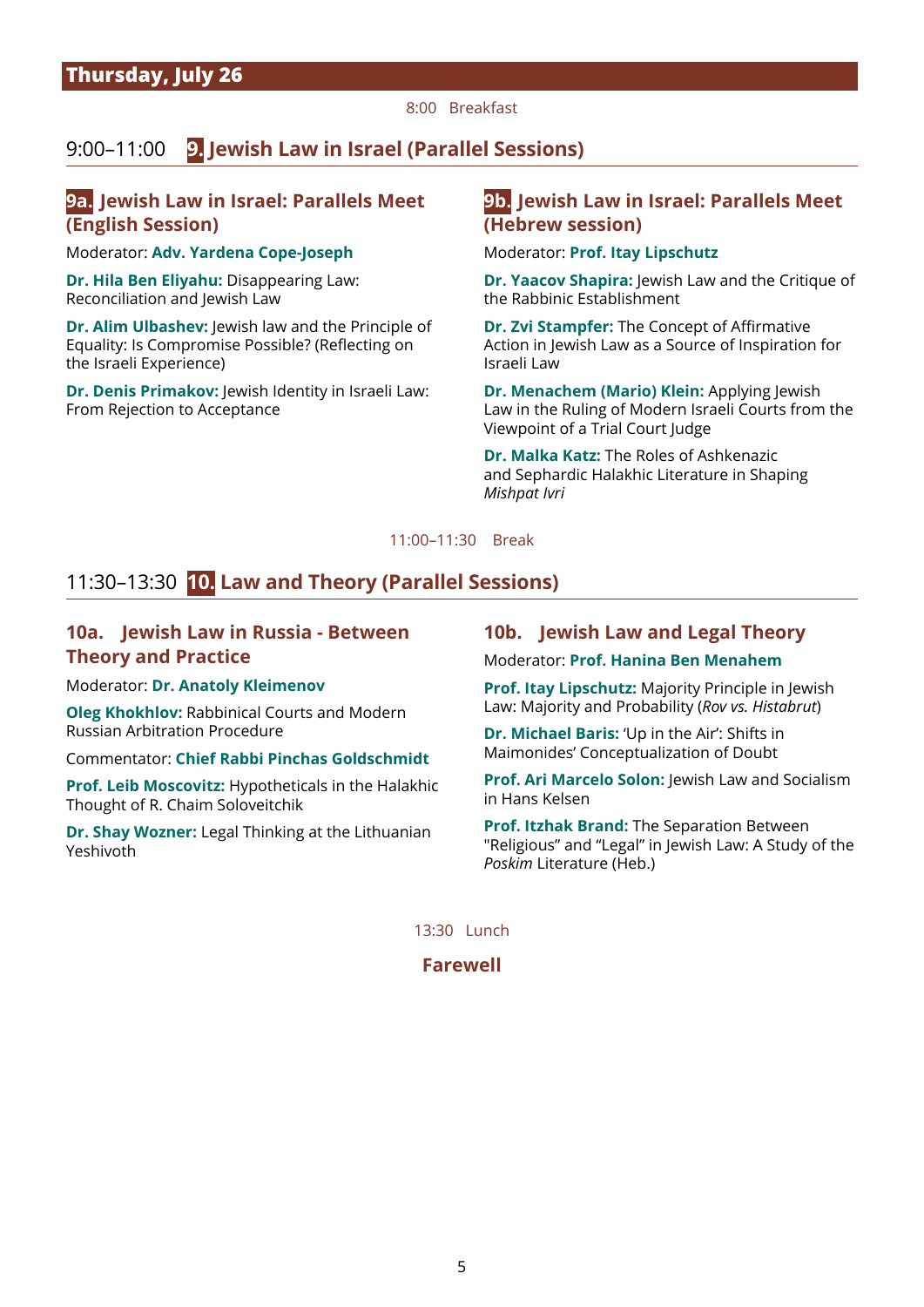## Thursday, July 26

8:00 Breakfast

### 9:00–11:00 9. Jewish Law in Israel (Parallel Sessions)

#### 9a. Jewish Law in Israel: Parallels Meet (English Session)

Moderator: **Adv. Yardena Cope-Joseph**

**Dr. Hila Ben Eliyahu:** Disappearing Law: Reconciliation and Jewish Law

**Dr. Alim Ulbashev:** Jewish law and the Principle of Equality: Is Compromise Possible? (Reflecting on the Israeli Experience)

**Dr. Denis Primakov:** Jewish Identity in Israeli Law: From Rejection to Acceptance

#### 9b. Jewish Law in Israel: Parallels Meet (Hebrew session)

Moderator: **Prof. Itay Lipschutz**

**Dr. Yaacov Shapira:** Jewish Law and the Critique of the Rabbinic Establishment

**Dr. Zvi Stampfer:** The Concept of Affirmative Action in Jewish Law as a Source of Inspiration for Israeli Law

**Dr. Menachem (Mario) Klein:** Applying Jewish Law in the Ruling of Modern Israeli Courts from the Viewpoint of a Trial Court Judge

**Dr. Malka Katz:** The Roles of Ashkenazic and Sephardic Halakhic Literature in Shaping *Mishpat Ivri*

11:00–11:30 Break

### 11:30–13:30 10. Law and Theory (Parallel Sessions)

#### 10a. Jewish Law in Russia - Between Theory and Practice

Moderator: **Dr. Anatoly Kleimenov**

**Oleg Khokhlov:** Rabbinical Courts and Modern Russian Arbitration Procedure

Commentator: **Chief Rabbi Pinchas Goldschmidt**

**Prof. Leib Moscovitz:** Hypotheticals in the Halakhic Thought of R. Chaim Soloveitchik

**Dr. Shay Wozner:** Legal Thinking at the Lithuanian Yeshivoth

#### 10b. Jewish Law and Legal Theory

Moderator: **Prof. Hanina Ben Menahem**

**Prof. Itay Lipschutz:** Majority Principle in Jewish Law: Majority and Probability (*Rov vs. Histabrut*)

**Dr. Michael Baris:** 'Up in the Air': Shifts in Maimonides' Conceptualization of Doubt

**Prof. Ari Marcelo Solon:** Jewish Law and Socialism in Hans Kelsen

**Prof. Itzhak Brand:** The Separation Between "Religious" and "Legal" in Jewish Law: A Study of the *Poskim* Literature (Heb.)

13:30 Lunch

**Farewell**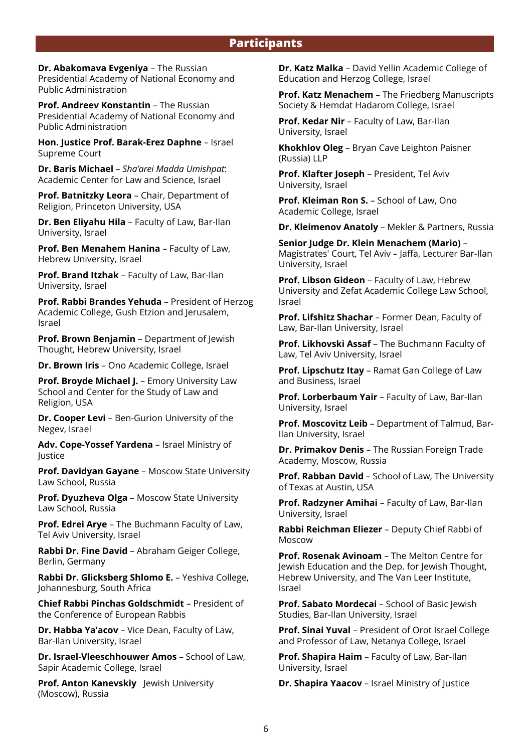## Participants

**Dr. Abakomava Evgeniya** – The Russian Presidential Academy of National Economy and Public Administration

**Prof. Andreev Konstantin** – The Russian Presidential Academy of National Economy and Public Administration

**Hon. Justice Prof. Barak-Erez Daphne** – Israel Supreme Court

**Dr. Baris Michael** – *Sha'arei Madda Umishpat*: Academic Center for Law and Science, Israel

**Prof. Batnitzky Leora** – Chair, Department of Religion, Princeton University, USA

**Dr. Ben Eliyahu Hila** – Faculty of Law, Bar-Ilan University, Israel

**Prof. Ben Menahem Hanina** – Faculty of Law, Hebrew University, Israel

**Prof. Brand Itzhak** – Faculty of Law, Bar-Ilan University, Israel

**Prof. Rabbi Brandes Yehuda** – President of Herzog Academic College, Gush Etzion and Jerusalem, Israel

**Prof. Brown Benjamin** – Department of Jewish Thought, Hebrew University, Israel

**Dr. Brown Iris** – Ono Academic College, Israel

**Prof. Broyde Michael J.** – Emory University Law School and Center for the Study of Law and Religion, USA

**Dr. Cooper Levi** – Ben-Gurion University of the Negev, Israel

**Adv. Cope-Yossef Yardena** – Israel Ministry of Justice

**Prof. Davidyan Gayane** – Moscow State University Law School, Russia

**Prof. Dyuzheva Olga** – Moscow State University Law School, Russia

**Prof. Edrei Arye** – The Buchmann Faculty of Law, Tel Aviv University, Israel

**Rabbi Dr. Fine David** – Abraham Geiger College, Berlin, Germany

**Rabbi Dr. Glicksberg Shlomo E.** – Yeshiva College, Johannesburg, South Africa

**Chief Rabbi Pinchas Goldschmidt** – President of the Conference of European Rabbis

**Dr. Habba Ya'acov** – Vice Dean, Faculty of Law, Bar-Ilan University, Israel

**Dr. Israel-Vleeschhouwer Amos** – School of Law, Sapir Academic College, Israel

**Prof. Anton Kanevskiy** Jewish University (Moscow), Russia

**Dr. Katz Malka** – David Yellin Academic College of Education and Herzog College, Israel

**Prof. Katz Menachem** – The Friedberg Manuscripts Society & Hemdat Hadarom College, Israel

**Prof. Kedar Nir** – Faculty of Law, Bar-Ilan University, Israel

**Khokhlov Oleg** – Bryan Cave Leighton Paisner (Russia) LLP

**Prof. Klafter Joseph** – President, Tel Aviv University, Israel

**Prof. Kleiman Ron S.** – School of Law, Ono Academic College, Israel

**Dr. Kleimenov Anatoly** – Mekler & Partners, Russia

**Senior Judge Dr. Klein Menachem (Mario)** – Magistrates' Court, Tel Aviv – Jaffa, Lecturer Bar-Ilan University, Israel

**Prof. Libson Gideon** – Faculty of Law, Hebrew University and Zefat Academic College Law School, Israel

**Prof. Lifshitz Shachar** – Former Dean, Faculty of Law, Bar-Ilan University, Israel

**Prof. Likhovski Assaf** – The Buchmann Faculty of Law, Tel Aviv University, Israel

**Prof. Lipschutz Itay** – Ramat Gan College of Law and Business, Israel

**Prof. Lorberbaum Yair** – Faculty of Law, Bar-Ilan University, Israel

**Prof. Moscovitz Leib** – Department of Talmud, Bar-Ilan University, Israel

**Dr. Primakov Denis** – The Russian Foreign Trade Academy, Moscow, Russia

**Prof. Rabban David** – School of Law, The University of Texas at Austin, USA

**Prof. Radzyner Amihai** – Faculty of Law, Bar-Ilan University, Israel

**Rabbi Reichman Eliezer** – Deputy Chief Rabbi of Moscow

**Prof. Rosenak Avinoam** – The Melton Centre for Jewish Education and the Dep. for Jewish Thought, Hebrew University, and The Van Leer Institute, Israel

**Prof. Sabato Mordecai** – School of Basic Jewish Studies, Bar-Ilan University, Israel

**Prof. Sinai Yuval** – President of Orot Israel College and Professor of Law, Netanya College, Israel

**Prof. Shapira Haim** – Faculty of Law, Bar-Ilan University, Israel

**Dr. Shapira Yaacov** – Israel Ministry of Justice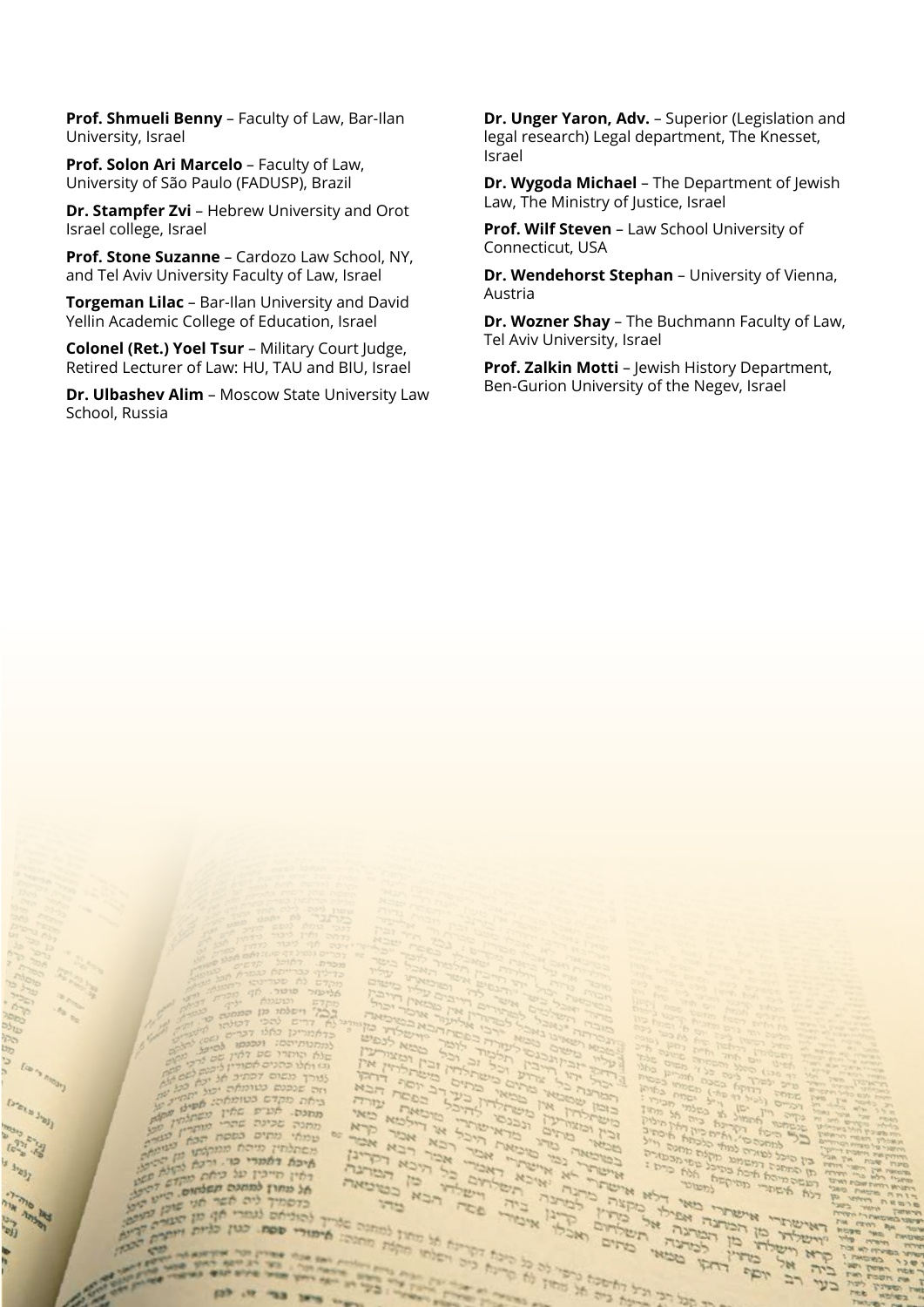**Prof. Shmueli Benny** – Faculty of Law, Bar-Ilan University, Israel

**Prof. Solon Ari Marcelo** – Faculty of Law, University of São Paulo (FADUSP), Brazil

**Dr. Stampfer Zvi** – Hebrew University and Orot Israel college, Israel

**Prof. Stone Suzanne** – Cardozo Law School, NY, and Tel Aviv University Faculty of Law, Israel

**Torgeman Lilac** – Bar-Ilan University and David Yellin Academic College of Education, Israel

**Colonel (Ret.) Yoel Tsur** – Military Court Judge, Retired Lecturer of Law: HU, TAU and BIU, Israel

**Dr. Ulbashev Alim** – Moscow State University Law School, Russia

**Dr. Unger Yaron, Adv.** – Superior (Legislation and legal research) Legal department, The Knesset, Israel

**Dr. Wygoda Michael** – The Department of Jewish Law, The Ministry of Justice, Israel

**Prof. Wilf Steven** – Law School University of Connecticut, USA

**Dr. Wendehorst Stephan** – University of Vienna, Austria

**Dr. Wozner Shay** – The Buchmann Faculty of Law, Tel Aviv University, Israel

**Prof. Zalkin Motti** – Jewish History Department, Ben-Gurion University of the Negev, Israel